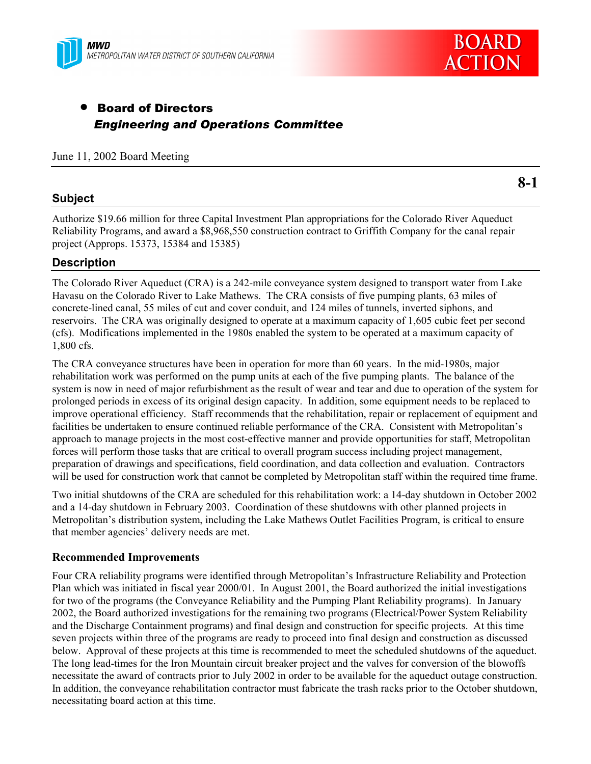MWD
METROPOLITAN WATER DISTRICT OF SOUTHERN CALIFORNIA

BOARD ACTION

- **Board of Directors**
  ***Engineering and Operations Committee***

June 11, 2002 Board Meeting

**8-1**

## Subject

Authorize $19.66 million for three Capital Investment Plan appropriations for the Colorado River Aqueduct Reliability Programs, and award a $8,968,550 construction contract to Griffith Company for the canal repair project (Approps. 15373, 15384 and 15385)

## Description

The Colorado River Aqueduct (CRA) is a 242-mile conveyance system designed to transport water from Lake Havasu on the Colorado River to Lake Mathews. The CRA consists of five pumping plants, 63 miles of concrete-lined canal, 55 miles of cut and cover conduit, and 124 miles of tunnels, inverted siphons, and reservoirs. The CRA was originally designed to operate at a maximum capacity of 1,605 cubic feet per second (cfs). Modifications implemented in the 1980s enabled the system to be operated at a maximum capacity of 1,800 cfs.

The CRA conveyance structures have been in operation for more than 60 years. In the mid-1980s, major rehabilitation work was performed on the pump units at each of the five pumping plants. The balance of the system is now in need of major refurbishment as the result of wear and tear and due to operation of the system for prolonged periods in excess of its original design capacity. In addition, some equipment needs to be replaced to improve operational efficiency. Staff recommends that the rehabilitation, repair or replacement of equipment and facilities be undertaken to ensure continued reliable performance of the CRA. Consistent with Metropolitan's approach to manage projects in the most cost-effective manner and provide opportunities for staff, Metropolitan forces will perform those tasks that are critical to overall program success including project management, preparation of drawings and specifications, field coordination, and data collection and evaluation. Contractors will be used for construction work that cannot be completed by Metropolitan staff within the required time frame.

Two initial shutdowns of the CRA are scheduled for this rehabilitation work: a 14-day shutdown in October 2002 and a 14-day shutdown in February 2003. Coordination of these shutdowns with other planned projects in Metropolitan's distribution system, including the Lake Mathews Outlet Facilities Program, is critical to ensure that member agencies' delivery needs are met.

### Recommended Improvements

Four CRA reliability programs were identified through Metropolitan's Infrastructure Reliability and Protection Plan which was initiated in fiscal year 2000/01. In August 2001, the Board authorized the initial investigations for two of the programs (the Conveyance Reliability and the Pumping Plant Reliability programs). In January 2002, the Board authorized investigations for the remaining two programs (Electrical/Power System Reliability and the Discharge Containment programs) and final design and construction for specific projects. At this time seven projects within three of the programs are ready to proceed into final design and construction as discussed below. Approval of these projects at this time is recommended to meet the scheduled shutdowns of the aqueduct. The long lead-times for the Iron Mountain circuit breaker project and the valves for conversion of the blowoffs necessitate the award of contracts prior to July 2002 in order to be available for the aqueduct outage construction. In addition, the conveyance rehabilitation contractor must fabricate the trash racks prior to the October shutdown, necessitating board action at this time.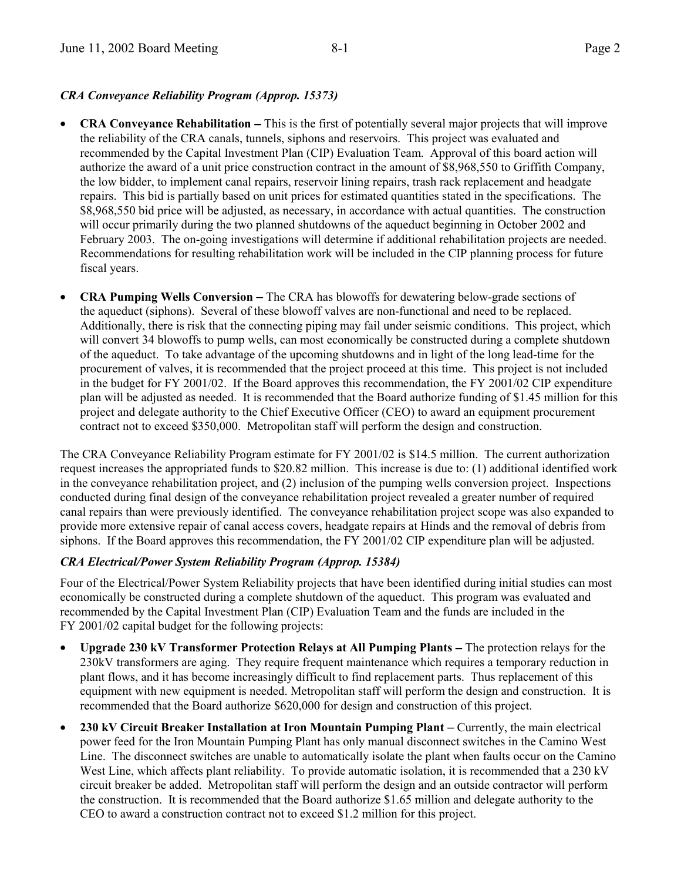### *CRA Conveyance Reliability Program (Approp. 15373)*

- **CRA Conveyance Rehabilitation –** This is the first of potentially several major projects that will improve the reliability of the CRA canals, tunnels, siphons and reservoirs. This project was evaluated and recommended by the Capital Investment Plan (CIP) Evaluation Team. Approval of this board action will authorize the award of a unit price construction contract in the amount of $8,968,550 to Griffith Company, the low bidder, to implement canal repairs, reservoir lining repairs, trash rack replacement and headgate repairs. This bid is partially based on unit prices for estimated quantities stated in the specifications. The $8,968,550 bid price will be adjusted, as necessary, in accordance with actual quantities. The construction will occur primarily during the two planned shutdowns of the aqueduct beginning in October 2002 and February 2003. The on-going investigations will determine if additional rehabilitation projects are needed. Recommendations for resulting rehabilitation work will be included in the CIP planning process for future fiscal years.

- **CRA Pumping Wells Conversion –** The CRA has blowoffs for dewatering below-grade sections of the aqueduct (siphons). Several of these blowoff valves are non-functional and need to be replaced. Additionally, there is risk that the connecting piping may fail under seismic conditions. This project, which will convert 34 blowoffs to pump wells, can most economically be constructed during a complete shutdown of the aqueduct. To take advantage of the upcoming shutdowns and in light of the long lead-time for the procurement of valves, it is recommended that the project proceed at this time. This project is not included in the budget for FY 2001/02. If the Board approves this recommendation, the FY 2001/02 CIP expenditure plan will be adjusted as needed. It is recommended that the Board authorize funding of $1.45 million for this project and delegate authority to the Chief Executive Officer (CEO) to award an equipment procurement contract not to exceed $350,000. Metropolitan staff will perform the design and construction.

The CRA Conveyance Reliability Program estimate for FY 2001/02 is $14.5 million. The current authorization request increases the appropriated funds to $20.82 million. This increase is due to: (1) additional identified work in the conveyance rehabilitation project, and (2) inclusion of the pumping wells conversion project. Inspections conducted during final design of the conveyance rehabilitation project revealed a greater number of required canal repairs than were previously identified. The conveyance rehabilitation project scope was also expanded to provide more extensive repair of canal access covers, headgate repairs at Hinds and the removal of debris from siphons. If the Board approves this recommendation, the FY 2001/02 CIP expenditure plan will be adjusted.

### *CRA Electrical/Power System Reliability Program (Approp. 15384)*

Four of the Electrical/Power System Reliability projects that have been identified during initial studies can most economically be constructed during a complete shutdown of the aqueduct. This program was evaluated and recommended by the Capital Investment Plan (CIP) Evaluation Team and the funds are included in the FY 2001/02 capital budget for the following projects:

- **Upgrade 230 kV Transformer Protection Relays at All Pumping Plants –** The protection relays for the 230kV transformers are aging. They require frequent maintenance which requires a temporary reduction in plant flows, and it has become increasingly difficult to find replacement parts. Thus replacement of this equipment with new equipment is needed. Metropolitan staff will perform the design and construction. It is recommended that the Board authorize $620,000 for design and construction of this project.

- **230 kV Circuit Breaker Installation at Iron Mountain Pumping Plant –** Currently, the main electrical power feed for the Iron Mountain Pumping Plant has only manual disconnect switches in the Camino West Line. The disconnect switches are unable to automatically isolate the plant when faults occur on the Camino West Line, which affects plant reliability. To provide automatic isolation, it is recommended that a 230 kV circuit breaker be added. Metropolitan staff will perform the design and an outside contractor will perform the construction. It is recommended that the Board authorize $1.65 million and delegate authority to the CEO to award a construction contract not to exceed $1.2 million for this project.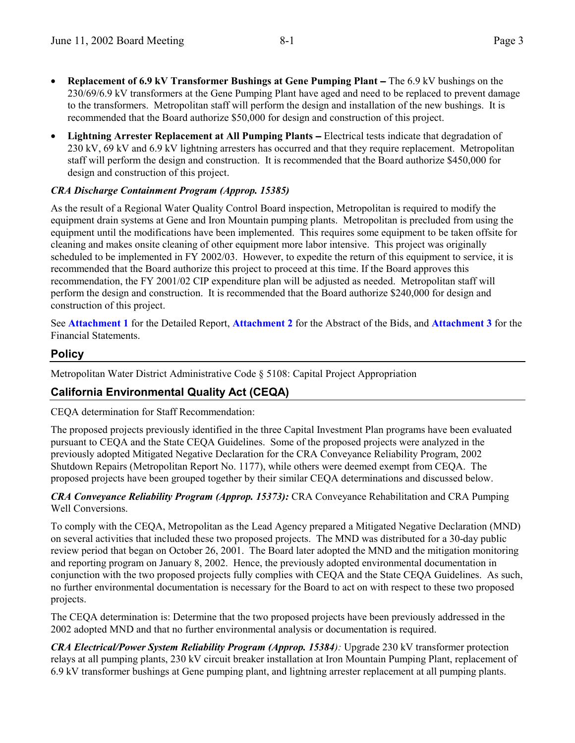- **Replacement of 6.9 kV Transformer Bushings at Gene Pumping Plant –** The 6.9 kV bushings on the 230/69/6.9 kV transformers at the Gene Pumping Plant have aged and need to be replaced to prevent damage to the transformers. Metropolitan staff will perform the design and installation of the new bushings. It is recommended that the Board authorize $50,000 for design and construction of this project.
- **Lightning Arrester Replacement at All Pumping Plants –** Electrical tests indicate that degradation of 230 kV, 69 kV and 6.9 kV lightning arresters has occurred and that they require replacement. Metropolitan staff will perform the design and construction. It is recommended that the Board authorize $450,000 for design and construction of this project.

***CRA Discharge Containment Program (Approp. 15385)***

As the result of a Regional Water Quality Control Board inspection, Metropolitan is required to modify the equipment drain systems at Gene and Iron Mountain pumping plants. Metropolitan is precluded from using the equipment until the modifications have been implemented. This requires some equipment to be taken offsite for cleaning and makes onsite cleaning of other equipment more labor intensive. This project was originally scheduled to be implemented in FY 2002/03. However, to expedite the return of this equipment to service, it is recommended that the Board authorize this project to proceed at this time. If the Board approves this recommendation, the FY 2001/02 CIP expenditure plan will be adjusted as needed. Metropolitan staff will perform the design and construction. It is recommended that the Board authorize $240,000 for design and construction of this project.

See **Attachment 1** for the Detailed Report, **Attachment 2** for the Abstract of the Bids, and **Attachment 3** for the Financial Statements.

## Policy

Metropolitan Water District Administrative Code § 5108: Capital Project Appropriation

## California Environmental Quality Act (CEQA)

CEQA determination for Staff Recommendation:

The proposed projects previously identified in the three Capital Investment Plan programs have been evaluated pursuant to CEQA and the State CEQA Guidelines. Some of the proposed projects were analyzed in the previously adopted Mitigated Negative Declaration for the CRA Conveyance Reliability Program, 2002 Shutdown Repairs (Metropolitan Report No. 1177), while others were deemed exempt from CEQA. The proposed projects have been grouped together by their similar CEQA determinations and discussed below.

***CRA Conveyance Reliability Program (Approp. 15373):*** CRA Conveyance Rehabilitation and CRA Pumping Well Conversions.

To comply with the CEQA, Metropolitan as the Lead Agency prepared a Mitigated Negative Declaration (MND) on several activities that included these two proposed projects. The MND was distributed for a 30-day public review period that began on October 26, 2001. The Board later adopted the MND and the mitigation monitoring and reporting program on January 8, 2002. Hence, the previously adopted environmental documentation in conjunction with the two proposed projects fully complies with CEQA and the State CEQA Guidelines. As such, no further environmental documentation is necessary for the Board to act on with respect to these two proposed projects.

The CEQA determination is: Determine that the two proposed projects have been previously addressed in the 2002 adopted MND and that no further environmental analysis or documentation is required.

***CRA Electrical/Power System Reliability Program (Approp. 15384)**:* Upgrade 230 kV transformer protection relays at all pumping plants, 230 kV circuit breaker installation at Iron Mountain Pumping Plant, replacement of 6.9 kV transformer bushings at Gene pumping plant, and lightning arrester replacement at all pumping plants.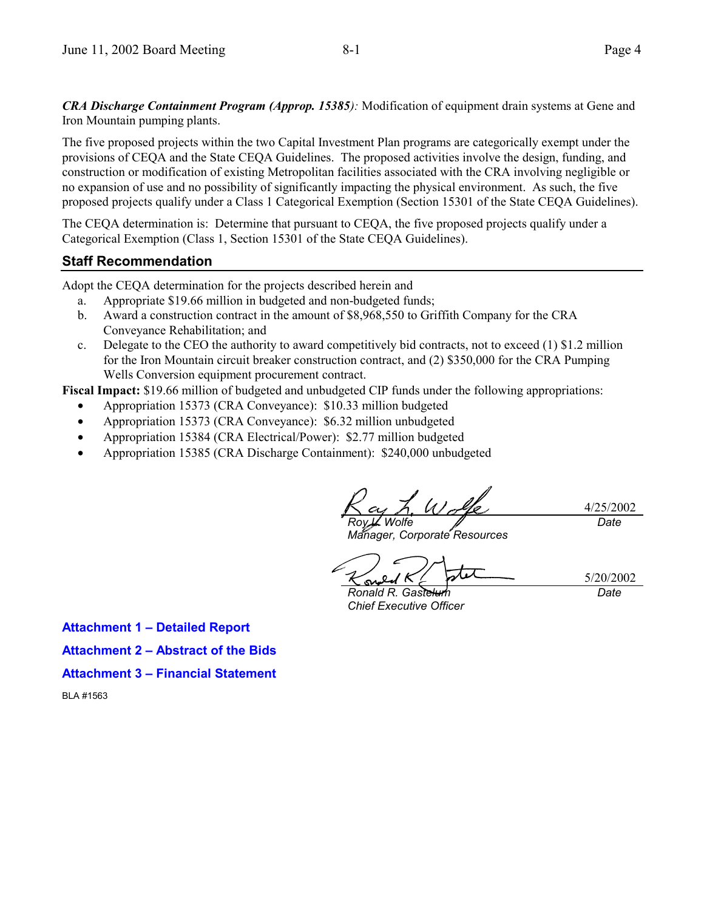*CRA Discharge Containment Program (Approp. 15385):* Modification of equipment drain systems at Gene and Iron Mountain pumping plants.

The five proposed projects within the two Capital Investment Plan programs are categorically exempt under the provisions of CEQA and the State CEQA Guidelines. The proposed activities involve the design, funding, and construction or modification of existing Metropolitan facilities associated with the CRA involving negligible or no expansion of use and no possibility of significantly impacting the physical environment. As such, the five proposed projects qualify under a Class 1 Categorical Exemption (Section 15301 of the State CEQA Guidelines).

The CEQA determination is: Determine that pursuant to CEQA, the five proposed projects qualify under a Categorical Exemption (Class 1, Section 15301 of the State CEQA Guidelines).

## Staff Recommendation

Adopt the CEQA determination for the projects described herein and

a. Appropriate $19.66 million in budgeted and non-budgeted funds;
b. Award a construction contract in the amount of $8,968,550 to Griffith Company for the CRA Conveyance Rehabilitation; and
c. Delegate to the CEO the authority to award competitively bid contracts, not to exceed (1) $1.2 million for the Iron Mountain circuit breaker construction contract, and (2) $350,000 for the CRA Pumping Wells Conversion equipment procurement contract.

**Fiscal Impact:** $19.66 million of budgeted and unbudgeted CIP funds under the following appropriations:

- Appropriation 15373 (CRA Conveyance): $10.33 million budgeted
- Appropriation 15373 (CRA Conveyance): $6.32 million unbudgeted
- Appropriation 15384 (CRA Electrical/Power): $2.77 million budgeted
- Appropriation 15385 (CRA Discharge Containment): $240,000 unbudgeted

Roy L. Wolfe — 4/25/2002
*Manager, Corporate Resources* — *Date*

Ronald R. Gastelum — 5/20/2002
*Chief Executive Officer* — *Date*

**Attachment 1 – Detailed Report**

**Attachment 2 – Abstract of the Bids**

**Attachment 3 – Financial Statement**

BLA #1563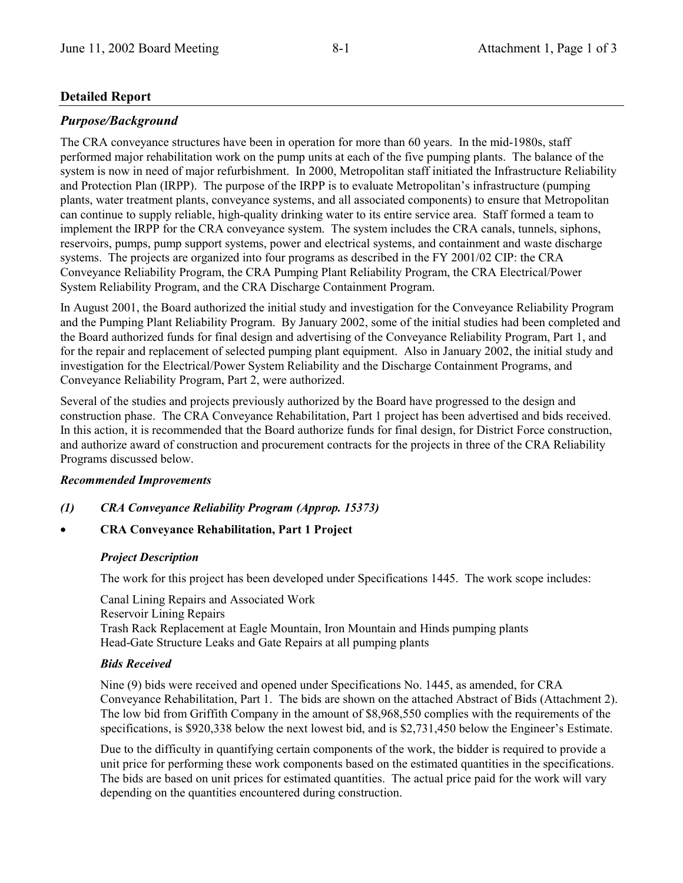## Detailed Report

### *Purpose/Background*

The CRA conveyance structures have been in operation for more than 60 years. In the mid-1980s, staff performed major rehabilitation work on the pump units at each of the five pumping plants. The balance of the system is now in need of major refurbishment. In 2000, Metropolitan staff initiated the Infrastructure Reliability and Protection Plan (IRPP). The purpose of the IRPP is to evaluate Metropolitan's infrastructure (pumping plants, water treatment plants, conveyance systems, and all associated components) to ensure that Metropolitan can continue to supply reliable, high-quality drinking water to its entire service area. Staff formed a team to implement the IRPP for the CRA conveyance system. The system includes the CRA canals, tunnels, siphons, reservoirs, pumps, pump support systems, power and electrical systems, and containment and waste discharge systems. The projects are organized into four programs as described in the FY 2001/02 CIP: the CRA Conveyance Reliability Program, the CRA Pumping Plant Reliability Program, the CRA Electrical/Power System Reliability Program, and the CRA Discharge Containment Program.

In August 2001, the Board authorized the initial study and investigation for the Conveyance Reliability Program and the Pumping Plant Reliability Program. By January 2002, some of the initial studies had been completed and the Board authorized funds for final design and advertising of the Conveyance Reliability Program, Part 1, and for the repair and replacement of selected pumping plant equipment. Also in January 2002, the initial study and investigation for the Electrical/Power System Reliability and the Discharge Containment Programs, and Conveyance Reliability Program, Part 2, were authorized.

Several of the studies and projects previously authorized by the Board have progressed to the design and construction phase. The CRA Conveyance Rehabilitation, Part 1 project has been advertised and bids received. In this action, it is recommended that the Board authorize funds for final design, for District Force construction, and authorize award of construction and procurement contracts for the projects in three of the CRA Reliability Programs discussed below.

#### *Recommended Improvements*

***(1) CRA Conveyance Reliability Program (Approp. 15373)***

- **CRA Conveyance Rehabilitation, Part 1 Project**

  ***Project Description***

  The work for this project has been developed under Specifications 1445. The work scope includes:

  Canal Lining Repairs and Associated Work
  Reservoir Lining Repairs
  Trash Rack Replacement at Eagle Mountain, Iron Mountain and Hinds pumping plants
  Head-Gate Structure Leaks and Gate Repairs at all pumping plants

  ***Bids Received***

  Nine (9) bids were received and opened under Specifications No. 1445, as amended, for CRA Conveyance Rehabilitation, Part 1. The bids are shown on the attached Abstract of Bids (Attachment 2). The low bid from Griffith Company in the amount of $8,968,550 complies with the requirements of the specifications, is $920,338 below the next lowest bid, and is $2,731,450 below the Engineer's Estimate.

  Due to the difficulty in quantifying certain components of the work, the bidder is required to provide a unit price for performing these work components based on the estimated quantities in the specifications. The bids are based on unit prices for estimated quantities. The actual price paid for the work will vary depending on the quantities encountered during construction.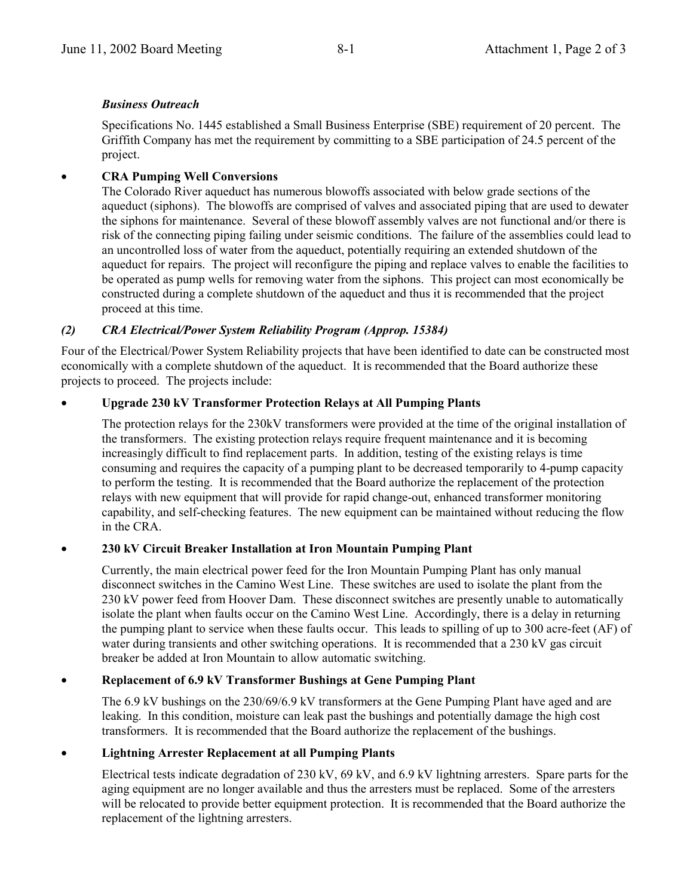***Business Outreach***

Specifications No. 1445 established a Small Business Enterprise (SBE) requirement of 20 percent. The Griffith Company has met the requirement by committing to a SBE participation of 24.5 percent of the project.

- **CRA Pumping Well Conversions**

  The Colorado River aqueduct has numerous blowoffs associated with below grade sections of the aqueduct (siphons). The blowoffs are comprised of valves and associated piping that are used to dewater the siphons for maintenance. Several of these blowoff assembly valves are not functional and/or there is risk of the connecting piping failing under seismic conditions. The failure of the assemblies could lead to an uncontrolled loss of water from the aqueduct, potentially requiring an extended shutdown of the aqueduct for repairs. The project will reconfigure the piping and replace valves to enable the facilities to be operated as pump wells for removing water from the siphons. This project can most economically be constructed during a complete shutdown of the aqueduct and thus it is recommended that the project proceed at this time.

***(2) CRA Electrical/Power System Reliability Program (Approp. 15384)***

Four of the Electrical/Power System Reliability projects that have been identified to date can be constructed most economically with a complete shutdown of the aqueduct. It is recommended that the Board authorize these projects to proceed. The projects include:

- **Upgrade 230 kV Transformer Protection Relays at All Pumping Plants**

  The protection relays for the 230kV transformers were provided at the time of the original installation of the transformers. The existing protection relays require frequent maintenance and it is becoming increasingly difficult to find replacement parts. In addition, testing of the existing relays is time consuming and requires the capacity of a pumping plant to be decreased temporarily to 4-pump capacity to perform the testing. It is recommended that the Board authorize the replacement of the protection relays with new equipment that will provide for rapid change-out, enhanced transformer monitoring capability, and self-checking features. The new equipment can be maintained without reducing the flow in the CRA.

- **230 kV Circuit Breaker Installation at Iron Mountain Pumping Plant**

  Currently, the main electrical power feed for the Iron Mountain Pumping Plant has only manual disconnect switches in the Camino West Line. These switches are used to isolate the plant from the 230 kV power feed from Hoover Dam. These disconnect switches are presently unable to automatically isolate the plant when faults occur on the Camino West Line. Accordingly, there is a delay in returning the pumping plant to service when these faults occur. This leads to spilling of up to 300 acre-feet (AF) of water during transients and other switching operations. It is recommended that a 230 kV gas circuit breaker be added at Iron Mountain to allow automatic switching.

- **Replacement of 6.9 kV Transformer Bushings at Gene Pumping Plant**

  The 6.9 kV bushings on the 230/69/6.9 kV transformers at the Gene Pumping Plant have aged and are leaking. In this condition, moisture can leak past the bushings and potentially damage the high cost transformers. It is recommended that the Board authorize the replacement of the bushings.

- **Lightning Arrester Replacement at all Pumping Plants**

  Electrical tests indicate degradation of 230 kV, 69 kV, and 6.9 kV lightning arresters. Spare parts for the aging equipment are no longer available and thus the arresters must be replaced. Some of the arresters will be relocated to provide better equipment protection. It is recommended that the Board authorize the replacement of the lightning arresters.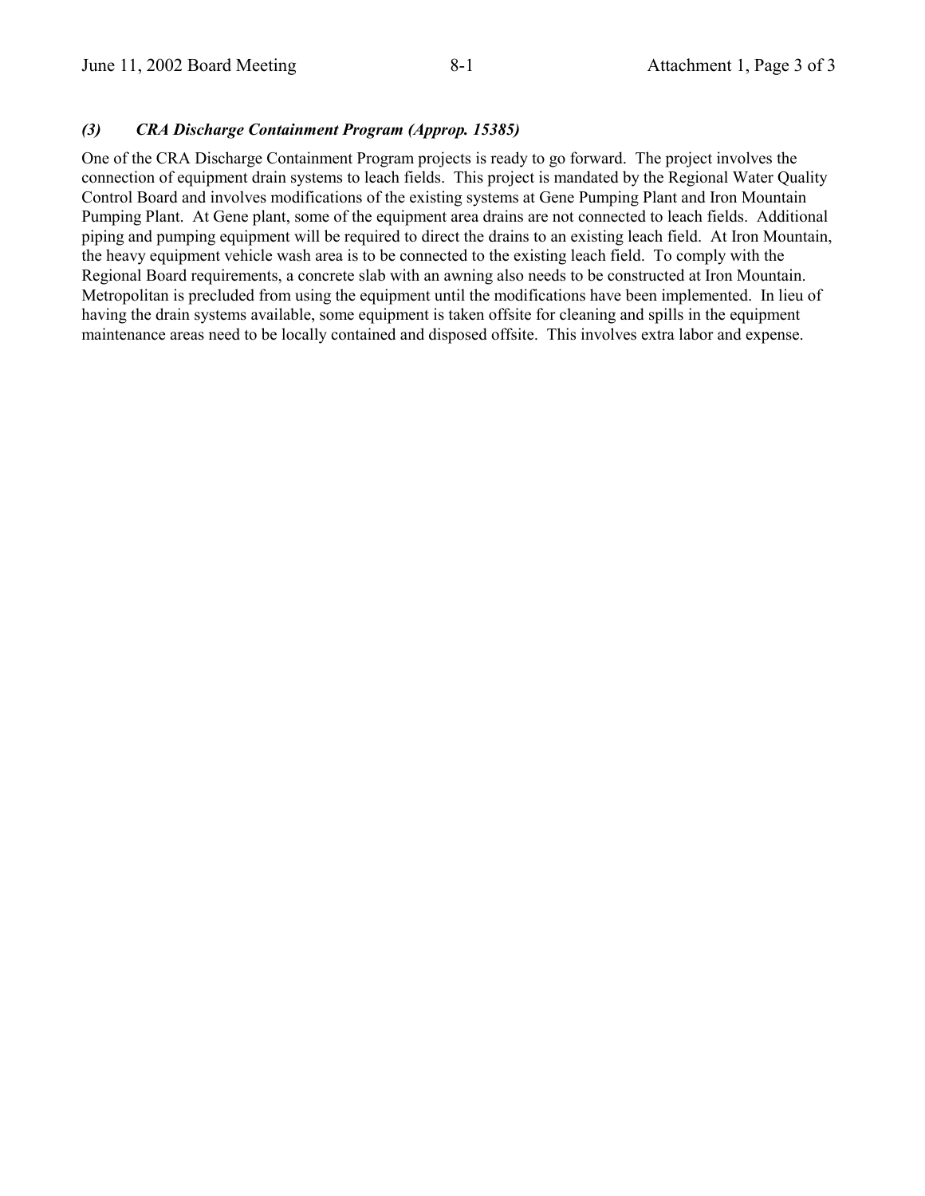### *(3) CRA Discharge Containment Program (Approp. 15385)*

One of the CRA Discharge Containment Program projects is ready to go forward. The project involves the connection of equipment drain systems to leach fields. This project is mandated by the Regional Water Quality Control Board and involves modifications of the existing systems at Gene Pumping Plant and Iron Mountain Pumping Plant. At Gene plant, some of the equipment area drains are not connected to leach fields. Additional piping and pumping equipment will be required to direct the drains to an existing leach field. At Iron Mountain, the heavy equipment vehicle wash area is to be connected to the existing leach field. To comply with the Regional Board requirements, a concrete slab with an awning also needs to be constructed at Iron Mountain. Metropolitan is precluded from using the equipment until the modifications have been implemented. In lieu of having the drain systems available, some equipment is taken offsite for cleaning and spills in the equipment maintenance areas need to be locally contained and disposed offsite. This involves extra labor and expense.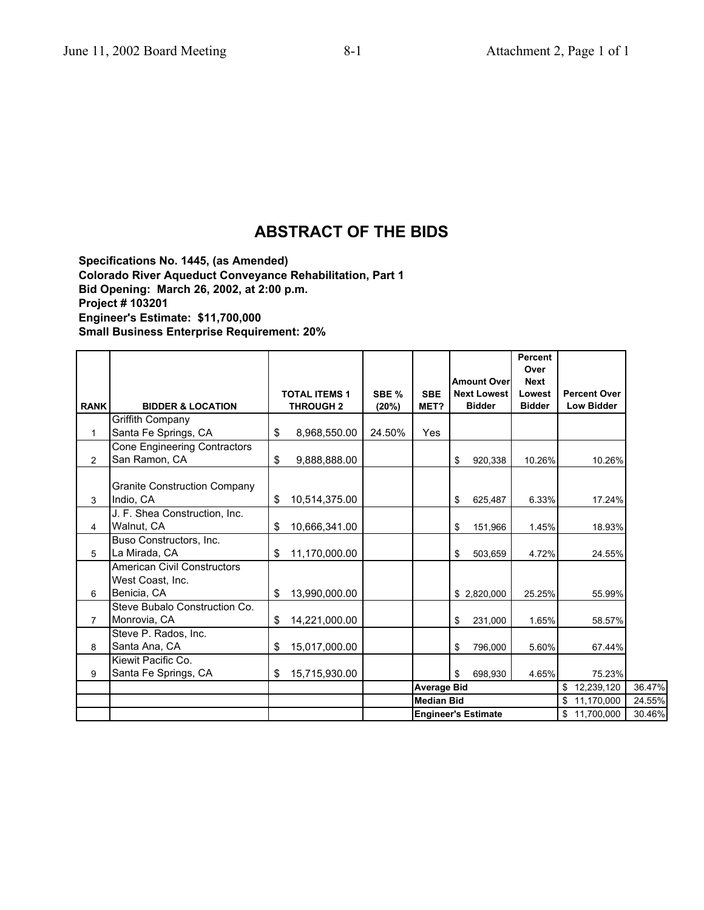## ABSTRACT OF THE BIDS

**Specifications No. 1445, (as Amended)**
**Colorado River Aqueduct Conveyance Rehabilitation, Part 1**
**Bid Opening: March 26, 2002, at 2:00 p.m.**
**Project # 103201**
**Engineer's Estimate: $11,700,000**
**Small Business Enterprise Requirement: 20%**

| RANK | BIDDER & LOCATION | TOTAL ITEMS 1 THROUGH 2 | SBE % (20%) | SBE MET? | Amount Over Next Lowest Bidder | Percent Over Next Lowest Bidder | Percent Over Low Bidder | |
|---|---|---|---|---|---|---|---|---|
| 1 | Griffith Company<br>Santa Fe Springs, CA | $ 8,968,550.00 | 24.50% | Yes | | | | |
| 2 | Cone Engineering Contractors<br>San Ramon, CA | $ 9,888,888.00 | | | $ 920,338 | 10.26% | 10.26% | |
| 3 | Granite Construction Company<br>Indio, CA | $ 10,514,375.00 | | | $ 625,487 | 6.33% | 17.24% | |
| 4 | J. F. Shea Construction, Inc.<br>Walnut, CA | $ 10,666,341.00 | | | $ 151,966 | 1.45% | 18.93% | |
| 5 | Buso Constructors, Inc.<br>La Mirada, CA | $ 11,170,000.00 | | | $ 503,659 | 4.72% | 24.55% | |
| 6 | American Civil Constructors<br>West Coast, Inc.<br>Benicia, CA | $ 13,990,000.00 | | | $ 2,820,000 | 25.25% | 55.99% | |
| 7 | Steve Bubalo Construction Co.<br>Monrovia, CA | $ 14,221,000.00 | | | $ 231,000 | 1.65% | 58.57% | |
| 8 | Steve P. Rados, Inc.<br>Santa Ana, CA | $ 15,017,000.00 | | | $ 796,000 | 5.60% | 67.44% | |
| 9 | Kiewit Pacific Co.<br>Santa Fe Springs, CA | $ 15,715,930.00 | | | $ 698,930 | 4.65% | 75.23% | |
| | | | | Average Bid | | | $ 12,239,120 | 36.47% |
| | | | | Median Bid | | | $ 11,170,000 | 24.55% |
| | | | | Engineer's Estimate | | | $ 11,700,000 | 30.46% |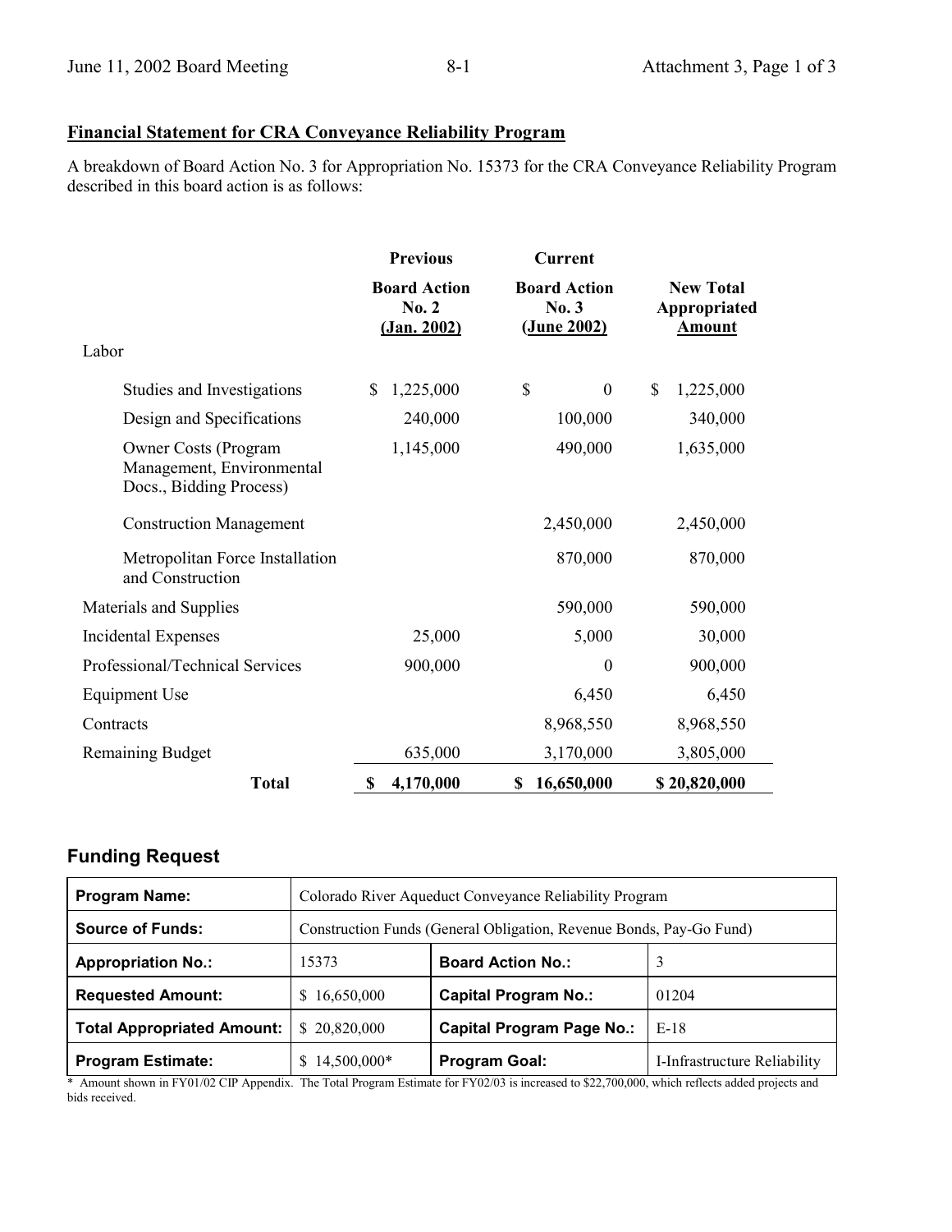## Financial Statement for CRA Conveyance Reliability Program

A breakdown of Board Action No. 3 for Appropriation No. 15373 for the CRA Conveyance Reliability Program described in this board action is as follows:

| | Previous Board Action No. 2 (Jan. 2002) | Current Board Action No. 3 (June 2002) | New Total Appropriated Amount |
|---|---|---|---|
| Labor | | | |
| Studies and Investigations | $ 1,225,000 | $ 0 | $ 1,225,000 |
| Design and Specifications | 240,000 | 100,000 | 340,000 |
| Owner Costs (Program Management, Environmental Docs., Bidding Process) | 1,145,000 | 490,000 | 1,635,000 |
| Construction Management | | 2,450,000 | 2,450,000 |
| Metropolitan Force Installation and Construction | | 870,000 | 870,000 |
| Materials and Supplies | | 590,000 | 590,000 |
| Incidental Expenses | 25,000 | 5,000 | 30,000 |
| Professional/Technical Services | 900,000 | 0 | 900,000 |
| Equipment Use | | 6,450 | 6,450 |
| Contracts | | 8,968,550 | 8,968,550 |
| Remaining Budget | 635,000 | 3,170,000 | 3,805,000 |
| **Total** | **$ 4,170,000** | **$ 16,650,000** | **$ 20,820,000** |

## Funding Request

| | | | |
|---|---|---|---|
| **Program Name:** | Colorado River Aqueduct Conveyance Reliability Program | | |
| **Source of Funds:** | Construction Funds (General Obligation, Revenue Bonds, Pay-Go Fund) | | |
| **Appropriation No.:** | 15373 | **Board Action No.:** | 3 |
| **Requested Amount:** | $ 16,650,000 | **Capital Program No.:** | 01204 |
| **Total Appropriated Amount:** | $ 20,820,000 | **Capital Program Page No.:** | E-18 |
| **Program Estimate:** | $ 14,500,000* | **Program Goal:** | I-Infrastructure Reliability |

* Amount shown in FY01/02 CIP Appendix. The Total Program Estimate for FY02/03 is increased to $22,700,000, which reflects added projects and bids received.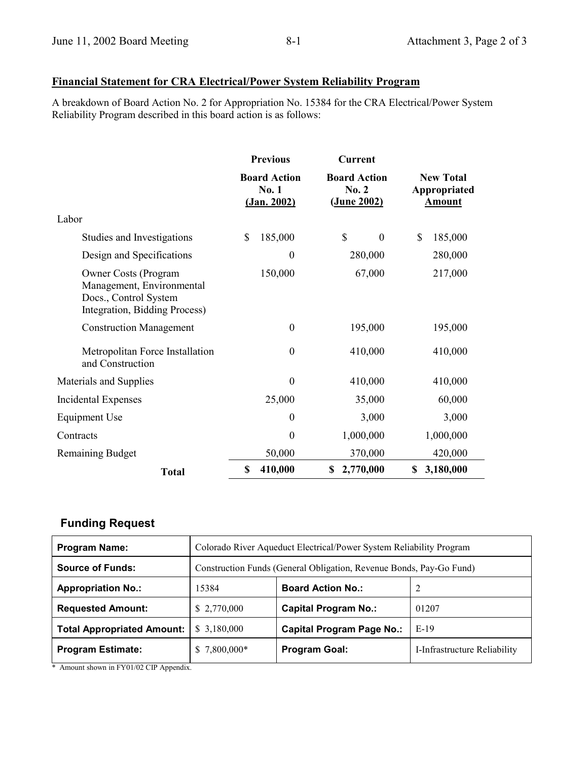## Financial Statement for CRA Electrical/Power System Reliability Program

A breakdown of Board Action No. 2 for Appropriation No. 15384 for the CRA Electrical/Power System Reliability Program described in this board action is as follows:

| | Previous Board Action No. 1 (Jan. 2002) | Current Board Action No. 2 (June 2002) | New Total Appropriated Amount |
|---|---|---|---|
| Labor | | | |
| Studies and Investigations | $ 185,000 | $ 0 | $ 185,000 |
| Design and Specifications | 0 | 280,000 | 280,000 |
| Owner Costs (Program Management, Environmental Docs., Control System Integration, Bidding Process) | 150,000 | 67,000 | 217,000 |
| Construction Management | 0 | 195,000 | 195,000 |
| Metropolitan Force Installation and Construction | 0 | 410,000 | 410,000 |
| Materials and Supplies | 0 | 410,000 | 410,000 |
| Incidental Expenses | 25,000 | 35,000 | 60,000 |
| Equipment Use | 0 | 3,000 | 3,000 |
| Contracts | 0 | 1,000,000 | 1,000,000 |
| Remaining Budget | 50,000 | 370,000 | 420,000 |
| **Total** | **$ 410,000** | **$ 2,770,000** | **$ 3,180,000** |

## Funding Request

| **Program Name:** | Colorado River Aqueduct Electrical/Power System Reliability Program | | |
|---|---|---|---|
| **Source of Funds:** | Construction Funds (General Obligation, Revenue Bonds, Pay-Go Fund) | | |
| **Appropriation No.:** | 15384 | **Board Action No.:** | 2 |
| **Requested Amount:** | $ 2,770,000 | **Capital Program No.:** | 01207 |
| **Total Appropriated Amount:** | $ 3,180,000 | **Capital Program Page No.:** | E-19 |
| **Program Estimate:** | $ 7,800,000* | **Program Goal:** | I-Infrastructure Reliability |

\* Amount shown in FY01/02 CIP Appendix.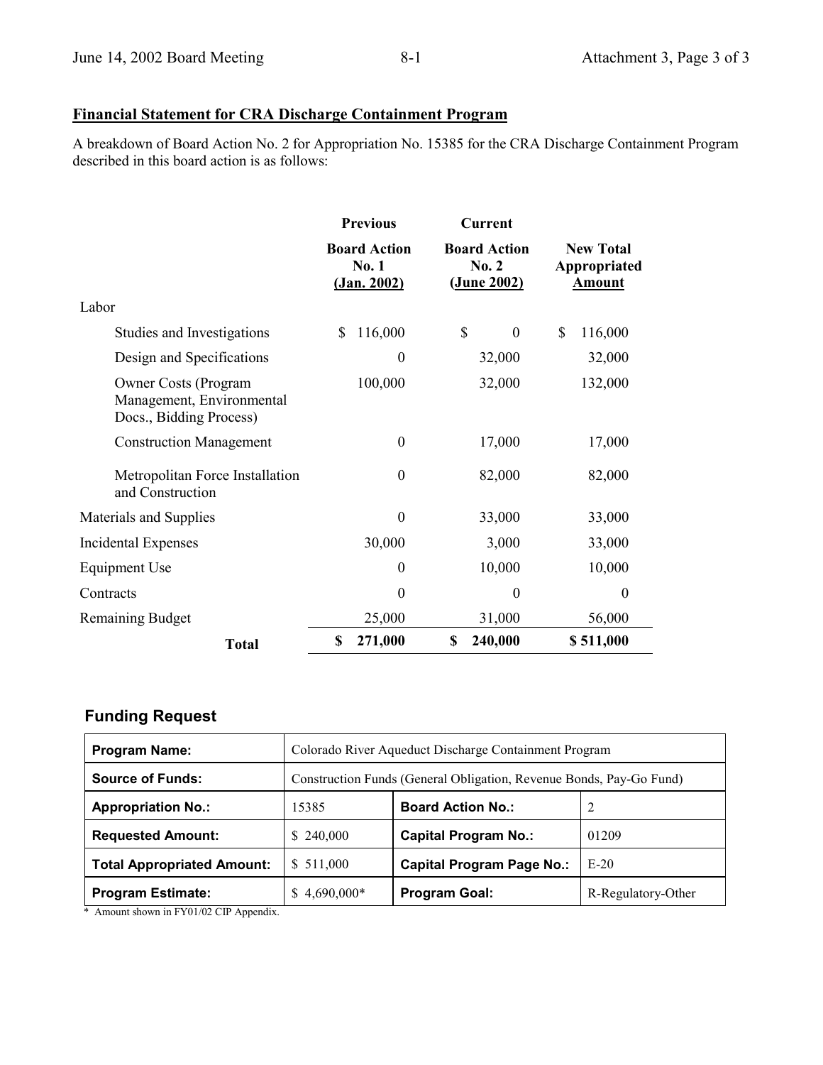**Financial Statement for CRA Discharge Containment Program**

A breakdown of Board Action No. 2 for Appropriation No. 15385 for the CRA Discharge Containment Program described in this board action is as follows:

| | Previous Board Action No. 1 (Jan. 2002) | Current Board Action No. 2 (June 2002) | New Total Appropriated Amount |
|---|---|---|---|
| Labor | | | |
| Studies and Investigations | $ 116,000 | $ 0 | $ 116,000 |
| Design and Specifications | 0 | 32,000 | 32,000 |
| Owner Costs (Program Management, Environmental Docs., Bidding Process) | 100,000 | 32,000 | 132,000 |
| Construction Management | 0 | 17,000 | 17,000 |
| Metropolitan Force Installation and Construction | 0 | 82,000 | 82,000 |
| Materials and Supplies | 0 | 33,000 | 33,000 |
| Incidental Expenses | 30,000 | 3,000 | 33,000 |
| Equipment Use | 0 | 10,000 | 10,000 |
| Contracts | 0 | 0 | 0 |
| Remaining Budget | 25,000 | 31,000 | 56,000 |
| **Total** | **$ 271,000** | **$ 240,000** | **$ 511,000** |

## Funding Request

| | | | |
|---|---|---|---|
| **Program Name:** | Colorado River Aqueduct Discharge Containment Program | | |
| **Source of Funds:** | Construction Funds (General Obligation, Revenue Bonds, Pay-Go Fund) | | |
| **Appropriation No.:** | 15385 | **Board Action No.:** | 2 |
| **Requested Amount:** | $ 240,000 | **Capital Program No.:** | 01209 |
| **Total Appropriated Amount:** | $ 511,000 | **Capital Program Page No.:** | E-20 |
| **Program Estimate:** | $ 4,690,000* | **Program Goal:** | R-Regulatory-Other |

\* Amount shown in FY01/02 CIP Appendix.